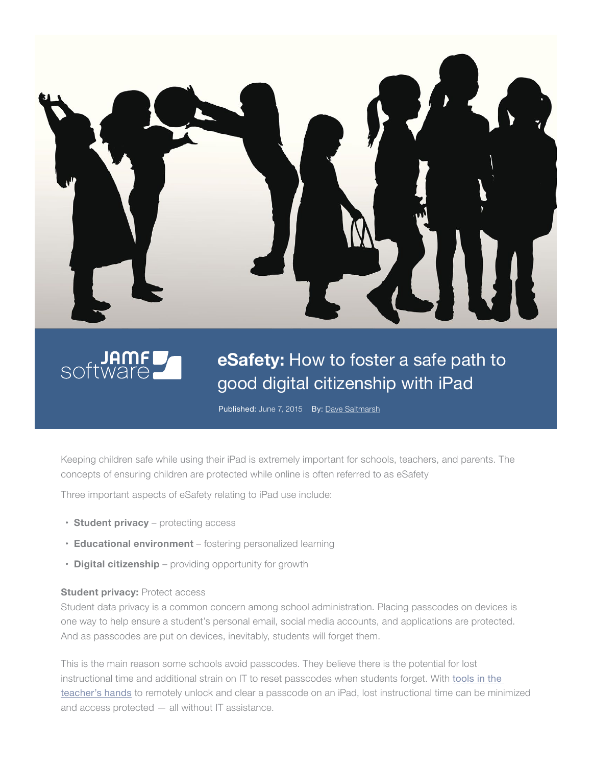JAMF software

# **eSafety:** How to foster a safe path to good digital citizenship with iPad

Published: June 7, 2015 By: Dave Saltmarsh

Keeping children safe while using their iPad is extremely important for schools, teachers, and parents. The concepts of ensuring children are protected while online is often referred to as eSafety

Three important aspects of eSafety relating to iPad use include:

- **Student privacy** – protecting access
- **Educational environment** – fostering personalized learning
- **Digital citizenship** – providing opportunity for growth

**Student privacy:** Protect access

Student data privacy is a common concern among school administration. Placing passcodes on devices is one way to help ensure a student's personal email, social media accounts, and applications are protected. And as passcodes are put on devices, inevitably, students will forget them.

This is the main reason some schools avoid passcodes. They believe there is the potential for lost instructional time and additional strain on IT to reset passcodes when students forget. With tools in the teacher's hands to remotely unlock and clear a passcode on an iPad, lost instructional time can be minimized and access protected — all without IT assistance.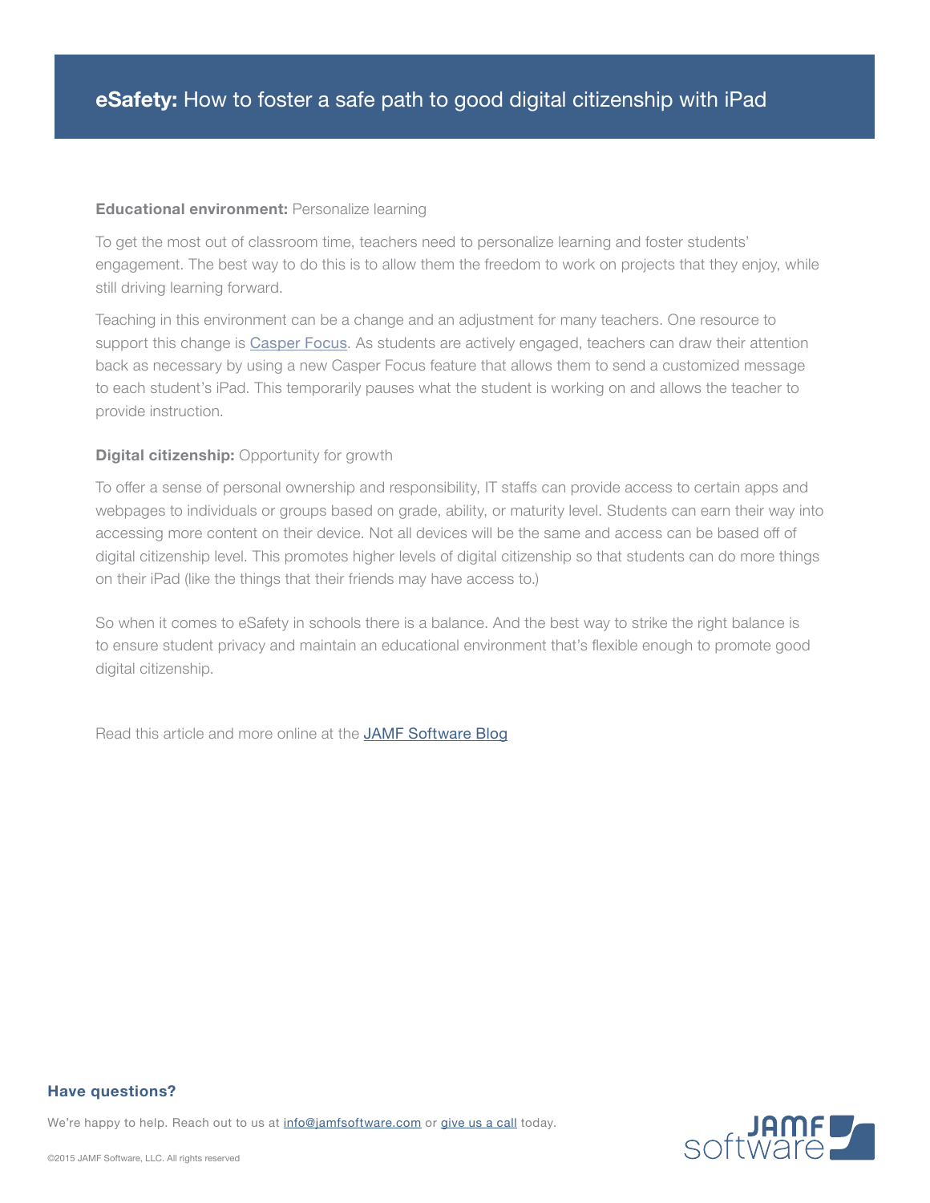# **eSafety:** How to foster a safe path to good digital citizenship with iPad

**Educational environment:** Personalize learning

To get the most out of classroom time, teachers need to personalize learning and foster students' engagement. The best way to do this is to allow them the freedom to work on projects that they enjoy, while still driving learning forward.

Teaching in this environment can be a change and an adjustment for many teachers. One resource to support this change is Casper Focus. As students are actively engaged, teachers can draw their attention back as necessary by using a new Casper Focus feature that allows them to send a customized message to each student's iPad. This temporarily pauses what the student is working on and allows the teacher to provide instruction.

**Digital citizenship:** Opportunity for growth

To offer a sense of personal ownership and responsibility, IT staffs can provide access to certain apps and webpages to individuals or groups based on grade, ability, or maturity level. Students can earn their way into accessing more content on their device. Not all devices will be the same and access can be based off of digital citizenship level. This promotes higher levels of digital citizenship so that students can do more things on their iPad (like the things that their friends may have access to.)

So when it comes to eSafety in schools there is a balance. And the best way to strike the right balance is to ensure student privacy and maintain an educational environment that's flexible enough to promote good digital citizenship.

Read this article and more online at the JAMF Software Blog

**Have questions?**

We're happy to help. Reach out to us at info@jamfsoftware.com or give us a call today.

JAMF software

©2015 JAMF Software, LLC. All rights reserved